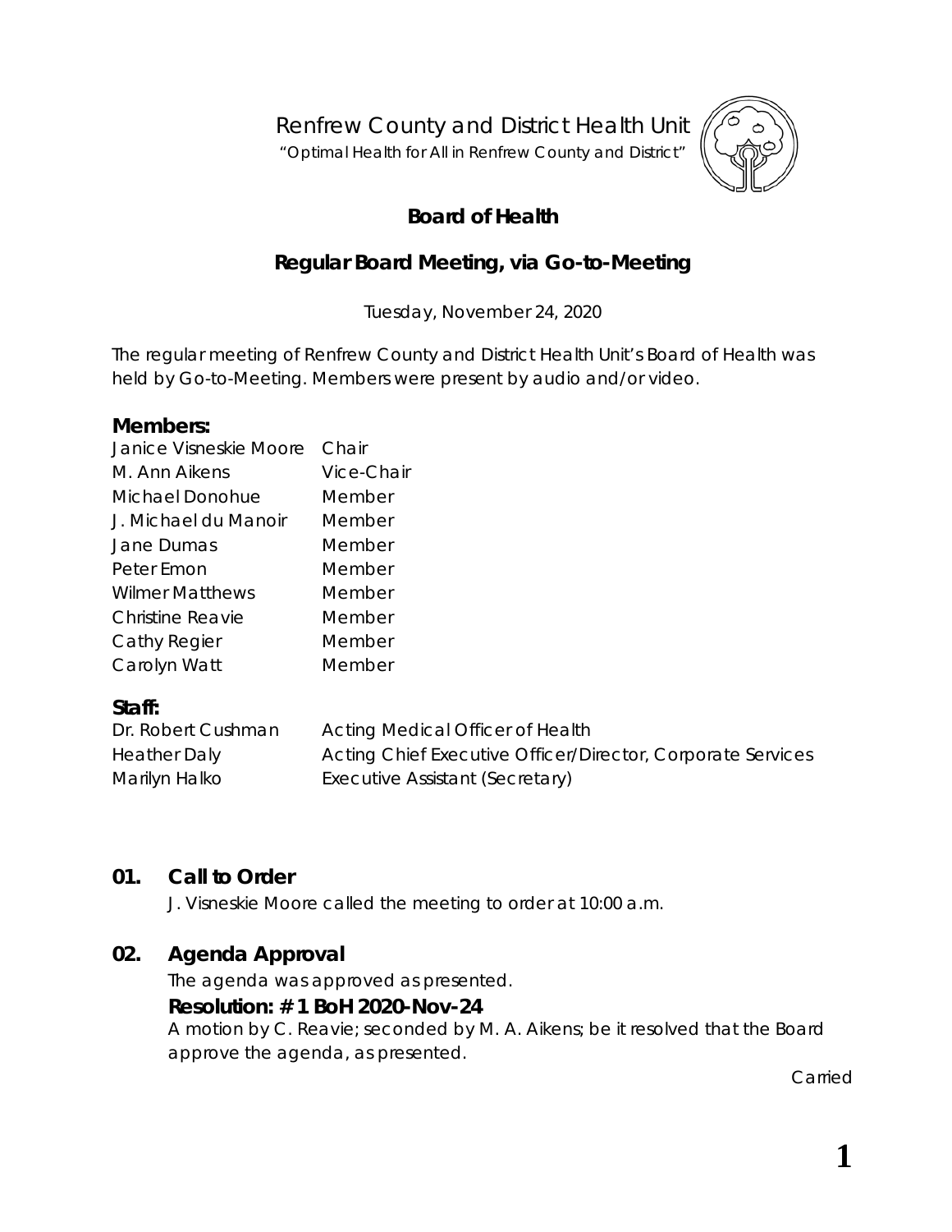Renfrew County and District Health Unit

"Optimal Health for All in Renfrew County and District"

# Board of Health

## Regular Board Meeting, via Go-to-Meeting

Tuesday, November 24, 2020

The regular meeting of Renfrew County and District Health Unit's Board of Health was held by Go-to-Meeting. Members were present by audio and/or video.

### Members:

| | |
|---|---|
| Janice Visneskie Moore | Chair |
| M. Ann Aikens | Vice-Chair |
| Michael Donohue | Member |
| J. Michael du Manoir | Member |
| Jane Dumas | Member |
| Peter Emon | Member |
| Wilmer Matthews | Member |
| Christine Reavie | Member |
| Cathy Regier | Member |
| Carolyn Watt | Member |

### Staff:

| | |
|---|---|
| Dr. Robert Cushman | Acting Medical Officer of Health |
| Heather Daly | Acting Chief Executive Officer/Director, Corporate Services |
| Marilyn Halko | Executive Assistant (Secretary) |

## 01. Call to Order

J. Visneskie Moore called the meeting to order at 10:00 a.m.

## 02. Agenda Approval

The agenda was approved as presented.

**Resolution: # 1 BoH 2020-Nov-24**

A motion by C. Reavie; seconded by M. A. Aikens; be it resolved that the Board approve the agenda, as presented.

Carried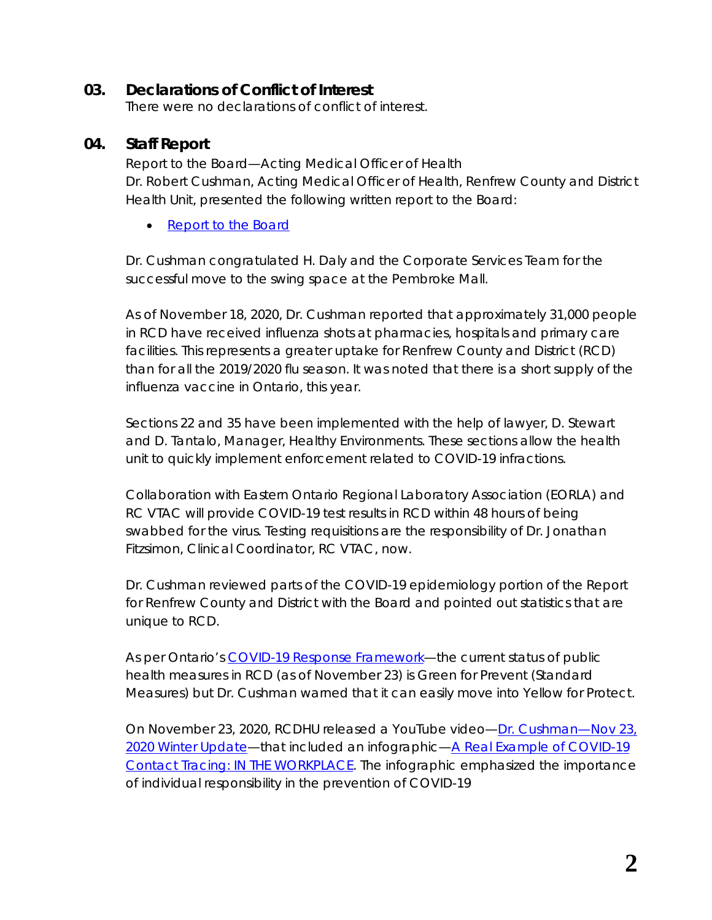## 03. Declarations of Conflict of Interest

There were no declarations of conflict of interest.

## 04. Staff Report

Report to the Board—Acting Medical Officer of Health
Dr. Robert Cushman, Acting Medical Officer of Health, Renfrew County and District Health Unit, presented the following written report to the Board:

- Report to the Board

Dr. Cushman congratulated H. Daly and the Corporate Services Team for the successful move to the swing space at the Pembroke Mall.

As of November 18, 2020, Dr. Cushman reported that approximately 31,000 people in RCD have received influenza shots at pharmacies, hospitals and primary care facilities. This represents a greater uptake for Renfrew County and District (RCD) than for all the 2019/2020 flu season. It was noted that there is a short supply of the influenza vaccine in Ontario, this year.

Sections 22 and 35 have been implemented with the help of lawyer, D. Stewart and D. Tantalo, Manager, Healthy Environments. These sections allow the health unit to quickly implement enforcement related to COVID-19 infractions.

Collaboration with Eastern Ontario Regional Laboratory Association (EORLA) and RC VTAC will provide COVID-19 test results in RCD within 48 hours of being swabbed for the virus. Testing requisitions are the responsibility of Dr. Jonathan Fitzsimon, Clinical Coordinator, RC VTAC, now.

Dr. Cushman reviewed parts of the COVID-19 epidemiology portion of the Report for Renfrew County and District with the Board and pointed out statistics that are unique to RCD.

As per Ontario's COVID-19 Response Framework—the current status of public health measures in RCD (as of November 23) is Green for Prevent (Standard Measures) but Dr. Cushman warned that it can easily move into Yellow for Protect.

On November 23, 2020, RCDHU released a YouTube video—Dr. Cushman—Nov 23, 2020 Winter Update—that included an infographic—A Real Example of COVID-19 Contact Tracing: IN THE WORKPLACE. The infographic emphasized the importance of individual responsibility in the prevention of COVID-19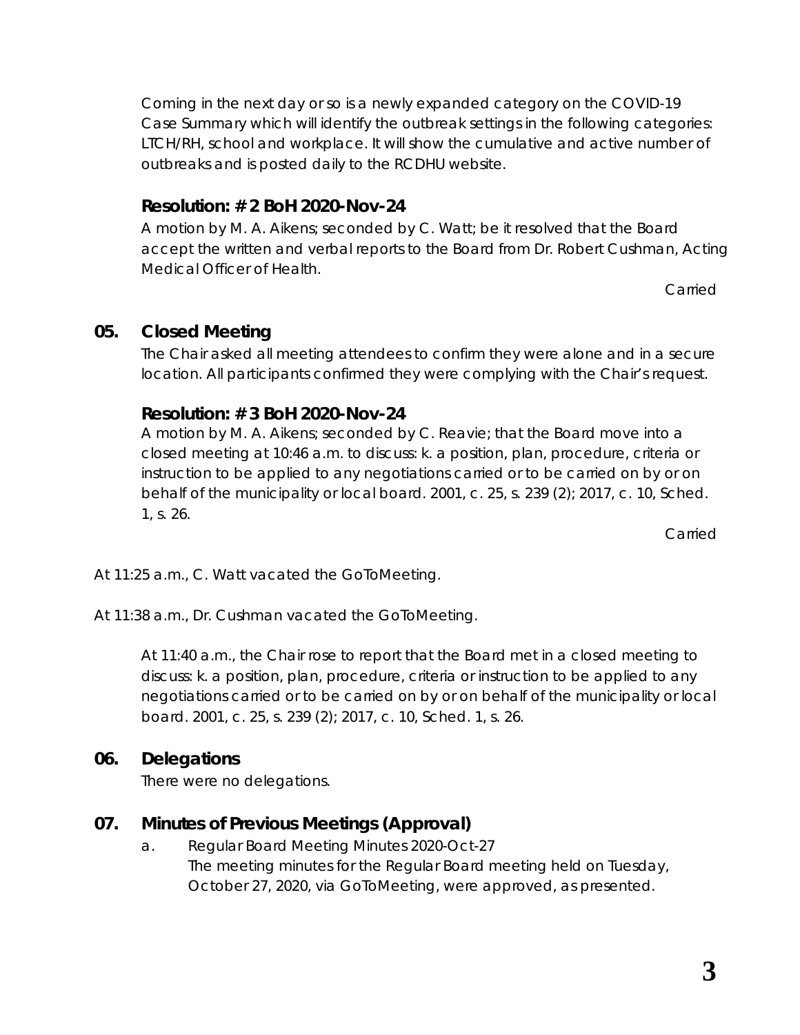Coming in the next day or so is a newly expanded category on the COVID-19 Case Summary which will identify the outbreak settings in the following categories: LTCH/RH, school and workplace. It will show the cumulative and active number of outbreaks and is posted daily to the RCDHU website.

**Resolution: # 2 BoH 2020-Nov-24**

A motion by M. A. Aikens; seconded by C. Watt; be it resolved that the Board accept the written and verbal reports to the Board from Dr. Robert Cushman, Acting Medical Officer of Health.

Carried

## 05. Closed Meeting

The Chair asked all meeting attendees to confirm they were alone and in a secure location. All participants confirmed they were complying with the Chair's request.

**Resolution: # 3 BoH 2020-Nov-24**

A motion by M. A. Aikens; seconded by C. Reavie; that the Board move into a closed meeting at 10:46 a.m. to discuss: k. a position, plan, procedure, criteria or instruction to be applied to any negotiations carried or to be carried on by or on behalf of the municipality or local board. 2001, c. 25, s. 239 (2); 2017, c. 10, Sched. 1, s. 26.

Carried

At 11:25 a.m., C. Watt vacated the GoToMeeting.

At 11:38 a.m., Dr. Cushman vacated the GoToMeeting.

At 11:40 a.m., the Chair rose to report that the Board met in a closed meeting to discuss: k. a position, plan, procedure, criteria or instruction to be applied to any negotiations carried or to be carried on by or on behalf of the municipality or local board. 2001, c. 25, s. 239 (2); 2017, c. 10, Sched. 1, s. 26.

## 06. Delegations

There were no delegations.

## 07. Minutes of Previous Meetings (Approval)

a. Regular Board Meeting Minutes 2020-Oct-27
   The meeting minutes for the Regular Board meeting held on Tuesday, October 27, 2020, via GoToMeeting, were approved, as presented.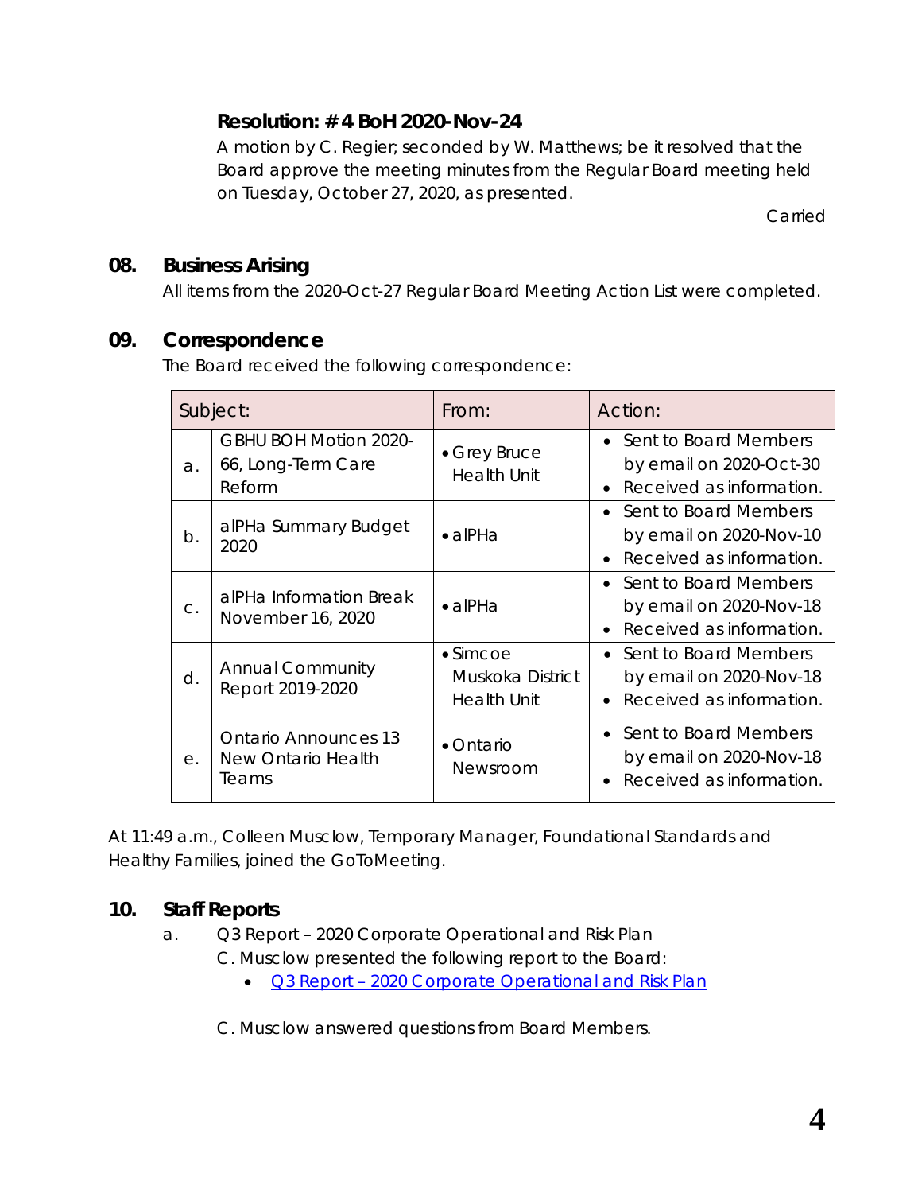**Resolution: # 4 BoH 2020-Nov-24**

A motion by C. Regier; seconded by W. Matthews; be it resolved that the Board approve the meeting minutes from the Regular Board meeting held on Tuesday, October 27, 2020, as presented.

Carried

## 08. Business Arising

All items from the 2020-Oct-27 Regular Board Meeting Action List were completed.

## 09. Correspondence

The Board received the following correspondence:

| Subject: | | From: | Action: |
|---|---|---|---|
| a. | GBHU BOH Motion 2020-66, Long-Term Care Reform | • Grey Bruce Health Unit | • Sent to Board Members by email on 2020-Oct-30<br>• Received as information. |
| b. | alPHa Summary Budget 2020 | • alPHa | • Sent to Board Members by email on 2020-Nov-10<br>• Received as information. |
| c. | alPHa Information Break November 16, 2020 | • alPHa | • Sent to Board Members by email on 2020-Nov-18<br>• Received as information. |
| d. | Annual Community Report 2019-2020 | • Simcoe Muskoka District Health Unit | • Sent to Board Members by email on 2020-Nov-18<br>• Received as information. |
| e. | Ontario Announces 13 New Ontario Health Teams | • Ontario Newsroom | • Sent to Board Members by email on 2020-Nov-18<br>• Received as information. |

At 11:49 a.m., Colleen Musclow, Temporary Manager, Foundational Standards and Healthy Families, joined the GoToMeeting.

## 10. Staff Reports

a. Q3 Report – 2020 Corporate Operational and Risk Plan

C. Musclow presented the following report to the Board:

- Q3 Report – 2020 Corporate Operational and Risk Plan

C. Musclow answered questions from Board Members.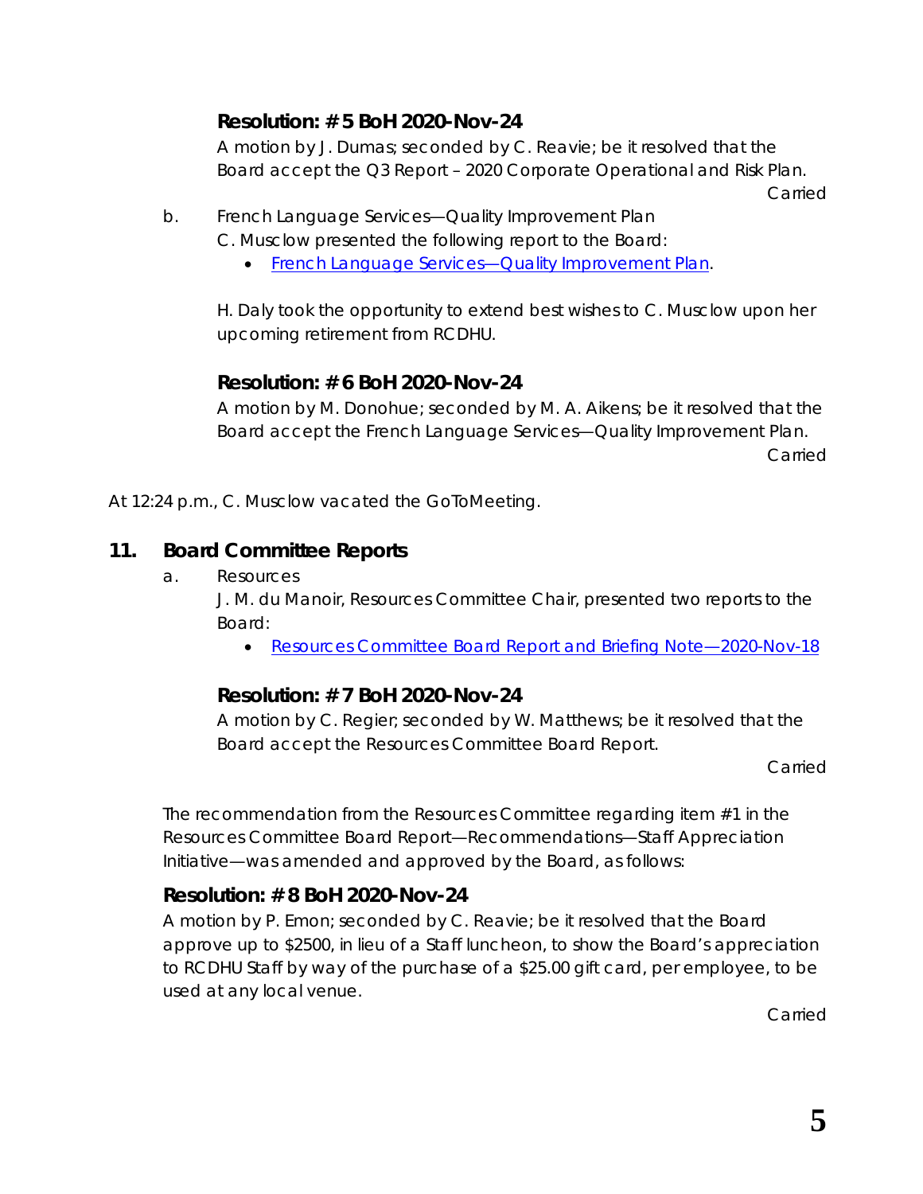**Resolution: # 5 BoH 2020-Nov-24**

A motion by J. Dumas; seconded by C. Reavie; be it resolved that the Board accept the Q3 Report – 2020 Corporate Operational and Risk Plan.

Carried

b. French Language Services—Quality Improvement Plan

C. Musclow presented the following report to the Board:

- French Language Services—Quality Improvement Plan.

H. Daly took the opportunity to extend best wishes to C. Musclow upon her upcoming retirement from RCDHU.

**Resolution: # 6 BoH 2020-Nov-24**

A motion by M. Donohue; seconded by M. A. Aikens; be it resolved that the Board accept the French Language Services—Quality Improvement Plan.

Carried

At 12:24 p.m., C. Musclow vacated the GoToMeeting.

## 11. Board Committee Reports

a. Resources

J. M. du Manoir, Resources Committee Chair, presented two reports to the Board:

- Resources Committee Board Report and Briefing Note—2020-Nov-18

**Resolution: # 7 BoH 2020-Nov-24**

A motion by C. Regier; seconded by W. Matthews; be it resolved that the Board accept the Resources Committee Board Report.

Carried

The recommendation from the Resources Committee regarding item #1 in the Resources Committee Board Report—Recommendations—Staff Appreciation Initiative—was amended and approved by the Board, as follows:

**Resolution: # 8 BoH 2020-Nov-24**

A motion by P. Emon; seconded by C. Reavie; be it resolved that the Board approve up to $2500, in lieu of a Staff luncheon, to show the Board's appreciation to RCDHU Staff by way of the purchase of a $25.00 gift card, per employee, to be used at any local venue.

Carried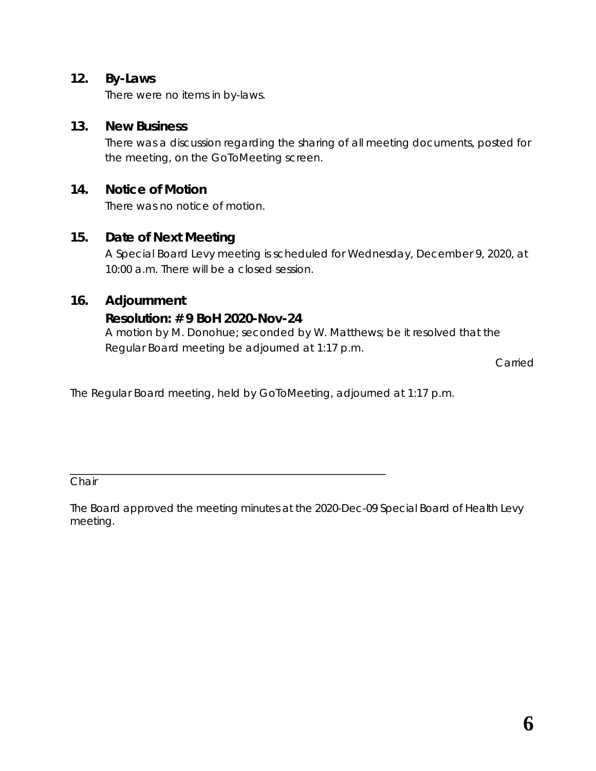## 12. By-Laws

There were no items in by-laws.

## 13. New Business

There was a discussion regarding the sharing of all meeting documents, posted for the meeting, on the GoToMeeting screen.

## 14. Notice of Motion

There was no notice of motion.

## 15. Date of Next Meeting

A Special Board Levy meeting is scheduled for Wednesday, December 9, 2020, at 10:00 a.m. There will be a closed session.

## 16. Adjournment

**Resolution: # 9 BoH 2020-Nov-24**

A motion by M. Donohue; seconded by W. Matthews; be it resolved that the Regular Board meeting be adjourned at 1:17 p.m.

Carried

The Regular Board meeting, held by GoToMeeting, adjourned at 1:17 p.m.

\_\_\_\_\_\_\_\_\_\_\_\_\_\_\_\_\_\_\_\_\_\_\_\_\_\_\_\_\_\_\_\_\_\_\_\_\_\_\_\_\_\_\_\_\_\_\_\_\_\_\_\_\_\_\_\_

Chair

The Board approved the meeting minutes at the 2020-Dec-09 Special Board of Health Levy meeting.